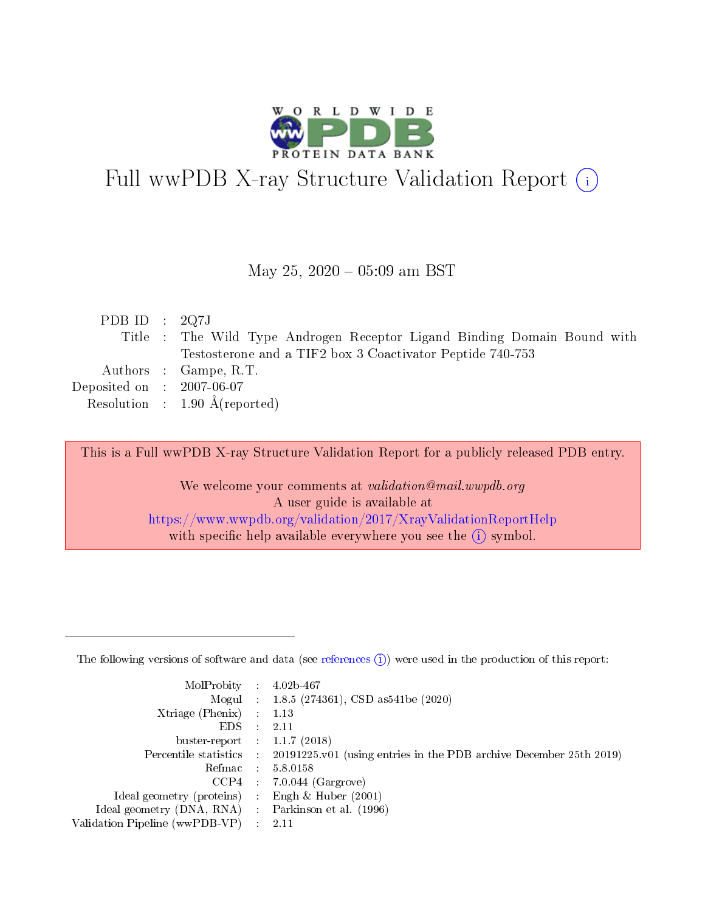# Full wwPDB X-ray Structure Validation Report (i)

May 25, 2020 – 05:09 am BST

| | | |
|---|---|---|
| PDB ID | : | 2Q7J |
| Title | : | The Wild Type Androgen Receptor Ligand Binding Domain Bound with Testosterone and a TIF2 box 3 Coactivator Peptide 740-753 |
| Authors | : | Gampe, R.T. |
| Deposited on | : | 2007-06-07 |
| Resolution | : | 1.90 Å(reported) |

This is a Full wwPDB X-ray Structure Validation Report for a publicly released PDB entry.

We welcome your comments at *validation@mail.wwpdb.org*
A user guide is available at
https://www.wwpdb.org/validation/2017/XrayValidationReportHelp
with specific help available everywhere you see the (i) symbol.

---

The following versions of software and data (see references (i)) were used in the production of this report:

| | | |
|---|---|---|
| MolProbity | : | 4.02b-467 |
| Mogul | : | 1.8.5 (274361), CSD as541be (2020) |
| Xtriage (Phenix) | : | 1.13 |
| EDS | : | 2.11 |
| buster-report | : | 1.1.7 (2018) |
| Percentile statistics | : | 20191225.v01 (using entries in the PDB archive December 25th 2019) |
| Refmac | : | 5.8.0158 |
| CCP4 | : | 7.0.044 (Gargrove) |
| Ideal geometry (proteins) | : | Engh & Huber (2001) |
| Ideal geometry (DNA, RNA) | : | Parkinson et al. (1996) |
| Validation Pipeline (wwPDB-VP) | : | 2.11 |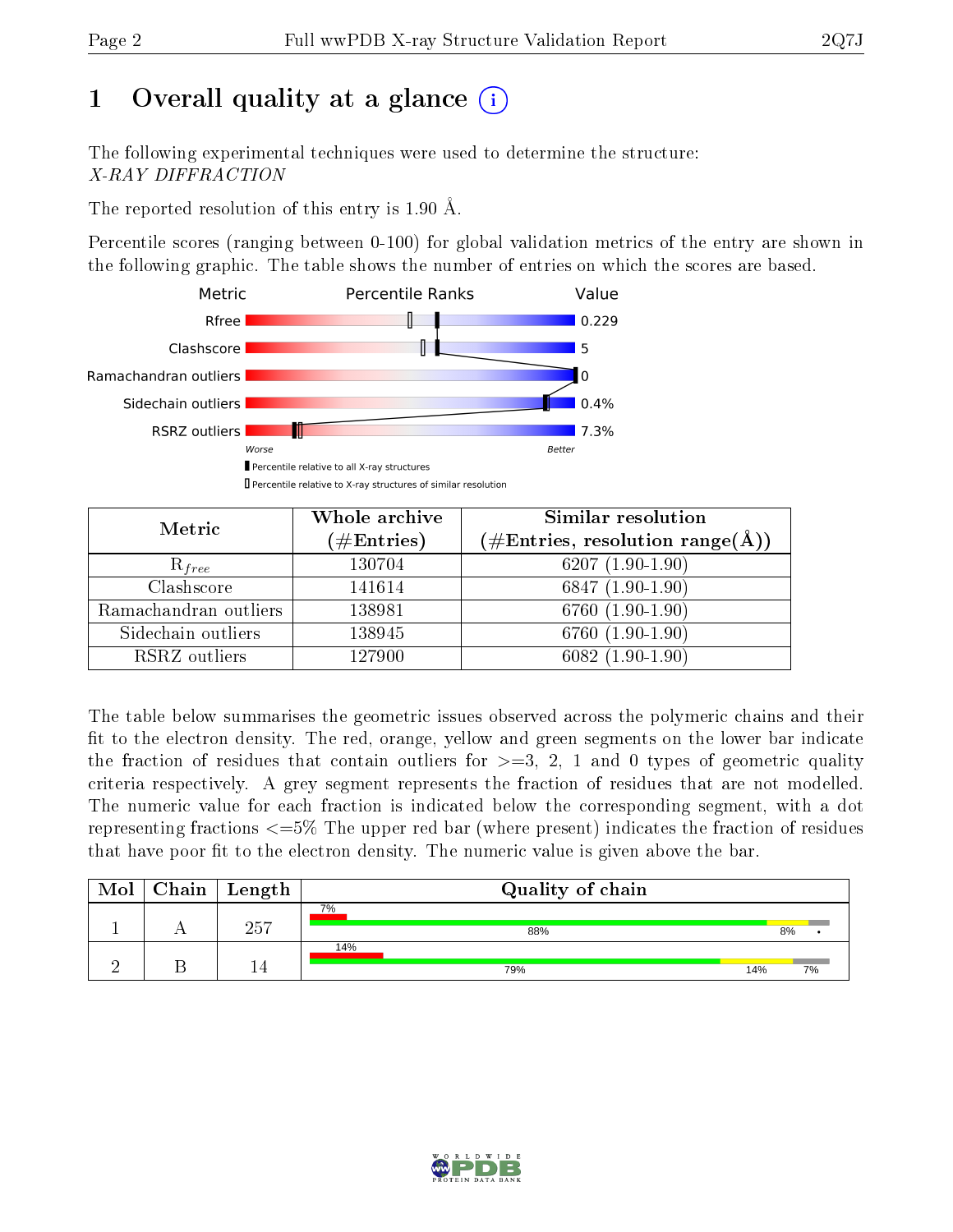# 1 Overall quality at a glance

The following experimental techniques were used to determine the structure:
*X-RAY DIFFRACTION*

The reported resolution of this entry is 1.90 Å.

Percentile scores (ranging between 0-100) for global validation metrics of the entry are shown in the following graphic. The table shows the number of entries on which the scores are based.

| Metric | Value |
|---|---|
| Rfree | 0.229 |
| Clashscore | 5 |
| Ramachandran outliers | 0 |
| Sidechain outliers | 0.4% |
| RSRZ outliers | 7.3% |

| Metric | Whole archive (#Entries) | Similar resolution (#Entries, resolution range(Å)) |
|---|---|---|
| $R_{free}$ | 130704 | 6207 (1.90-1.90) |
| Clashscore | 141614 | 6847 (1.90-1.90) |
| Ramachandran outliers | 138981 | 6760 (1.90-1.90) |
| Sidechain outliers | 138945 | 6760 (1.90-1.90) |
| RSRZ outliers | 127900 | 6082 (1.90-1.90) |

The table below summarises the geometric issues observed across the polymeric chains and their fit to the electron density. The red, orange, yellow and green segments on the lower bar indicate the fraction of residues that contain outliers for >=3, 2, 1 and 0 types of geometric quality criteria respectively. A grey segment represents the fraction of residues that are not modelled. The numeric value for each fraction is indicated below the corresponding segment, with a dot representing fractions <=5% The upper red bar (where present) indicates the fraction of residues that have poor fit to the electron density. The numeric value is given above the bar.

| Mol | Chain | Length | Quality of chain |
|---|---|---|---|
| 1 | A | 257 | 7% / 88% / 8% / • |
| 2 | B | 14 | 14% / 79% / 14% / 7% |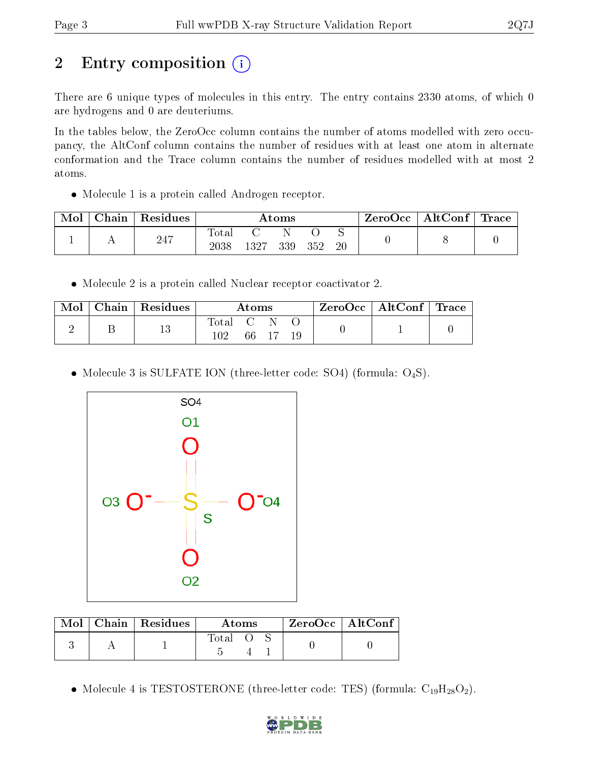# 2 Entry composition

There are 6 unique types of molecules in this entry. The entry contains 2330 atoms, of which 0 are hydrogens and 0 are deuteriums.

In the tables below, the ZeroOcc column contains the number of atoms modelled with zero occupancy, the AltConf column contains the number of residues with at least one atom in alternate conformation and the Trace column contains the number of residues modelled with at most 2 atoms.

- Molecule 1 is a protein called Androgen receptor.

| Mol | Chain | Residues | Atoms | | | | | ZeroOcc | AltConf | Trace |
|---|---|---|---|---|---|---|---|---|---|---|
| 1 | A | 247 | Total<br>2038 | C<br>1327 | N<br>339 | O<br>352 | S<br>20 | 0 | 8 | 0 |

- Molecule 2 is a protein called Nuclear receptor coactivator 2.

| Mol | Chain | Residues | Atoms | | | | ZeroOcc | AltConf | Trace |
|---|---|---|---|---|---|---|---|---|---|
| 2 | B | 13 | Total<br>102 | C<br>66 | N<br>17 | O<br>19 | 0 | 1 | 0 |

- Molecule 3 is SULFATE ION (three-letter code: SO4) (formula: $O_4S$).

| Mol | Chain | Residues | Atoms | | | ZeroOcc | AltConf |
|---|---|---|---|---|---|---|---|
| 3 | A | 1 | Total<br>5 | O<br>4 | S<br>1 | 0 | 0 |

- Molecule 4 is TESTOSTERONE (three-letter code: TES) (formula: $C_{19}H_{28}O_2$).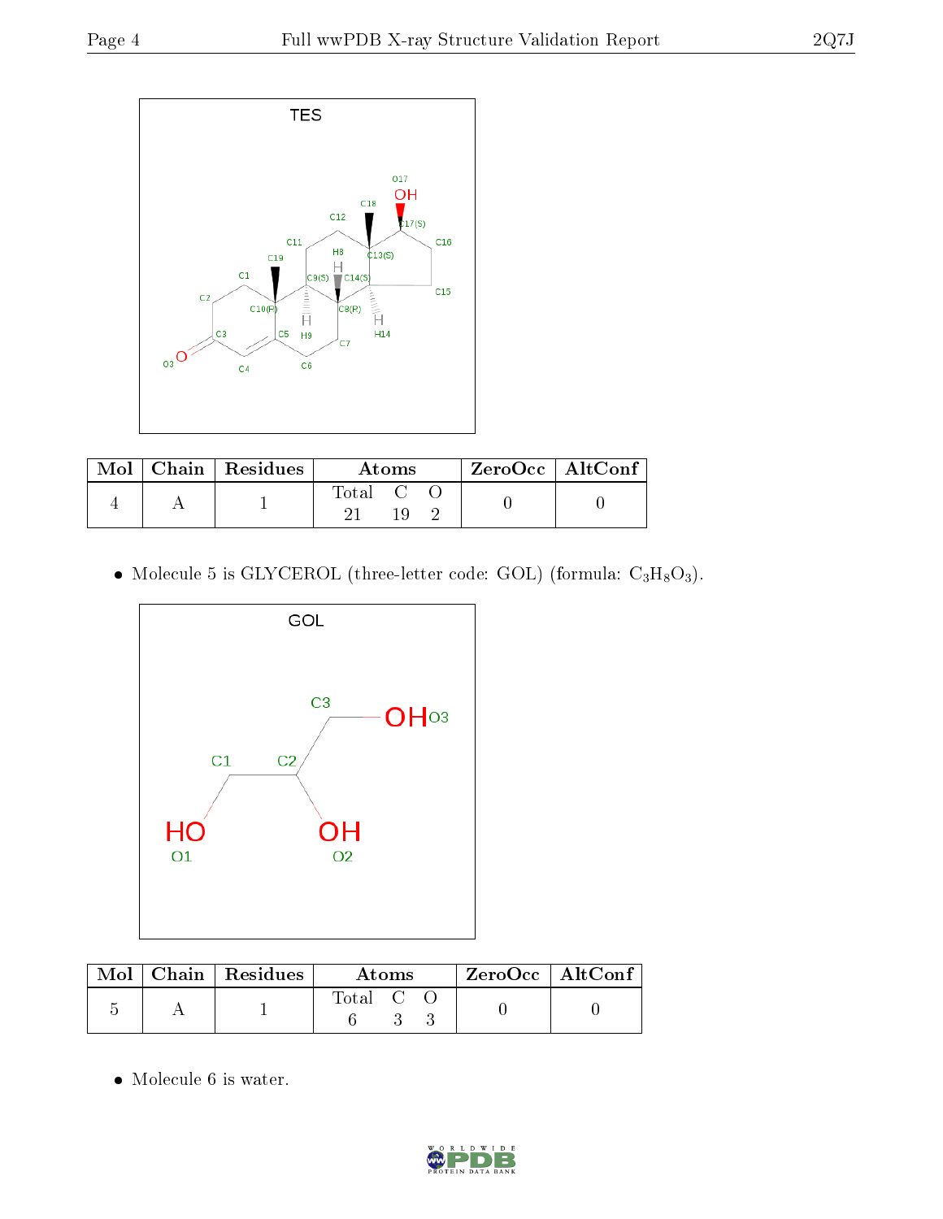| Mol | Chain | Residues | Atoms | | | ZeroOcc | AltConf |
|---|---|---|---|---|---|---|---|
| | | | Total | C | O | | |
| 4 | A | 1 | 21 | 19 | 2 | 0 | 0 |

- Molecule 5 is GLYCEROL (three-letter code: GOL) (formula: $C_3H_8O_3$).

| Mol | Chain | Residues | Atoms | | | ZeroOcc | AltConf |
|---|---|---|---|---|---|---|---|
| | | | Total | C | O | | |
| 5 | A | 1 | 6 | 3 | 3 | 0 | 0 |

- Molecule 6 is water.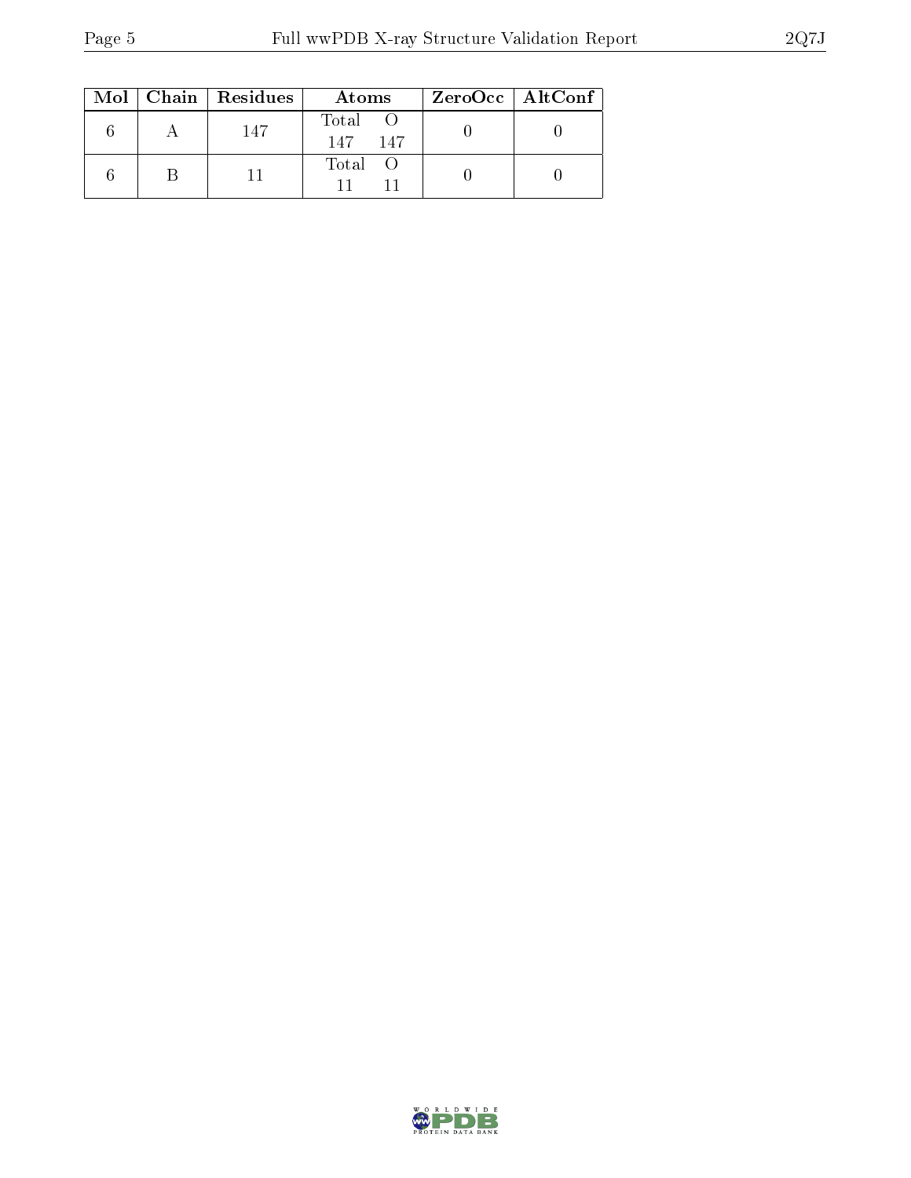| Mol | Chain | Residues | Atoms | | ZeroOcc | AltConf |
|---|---|---|---|---|---|---|
| | | | Total | O | | |
| 6 | A | 147 | 147 | 147 | 0 | 0 |
| 6 | B | 11 | 11 | 11 | 0 | 0 |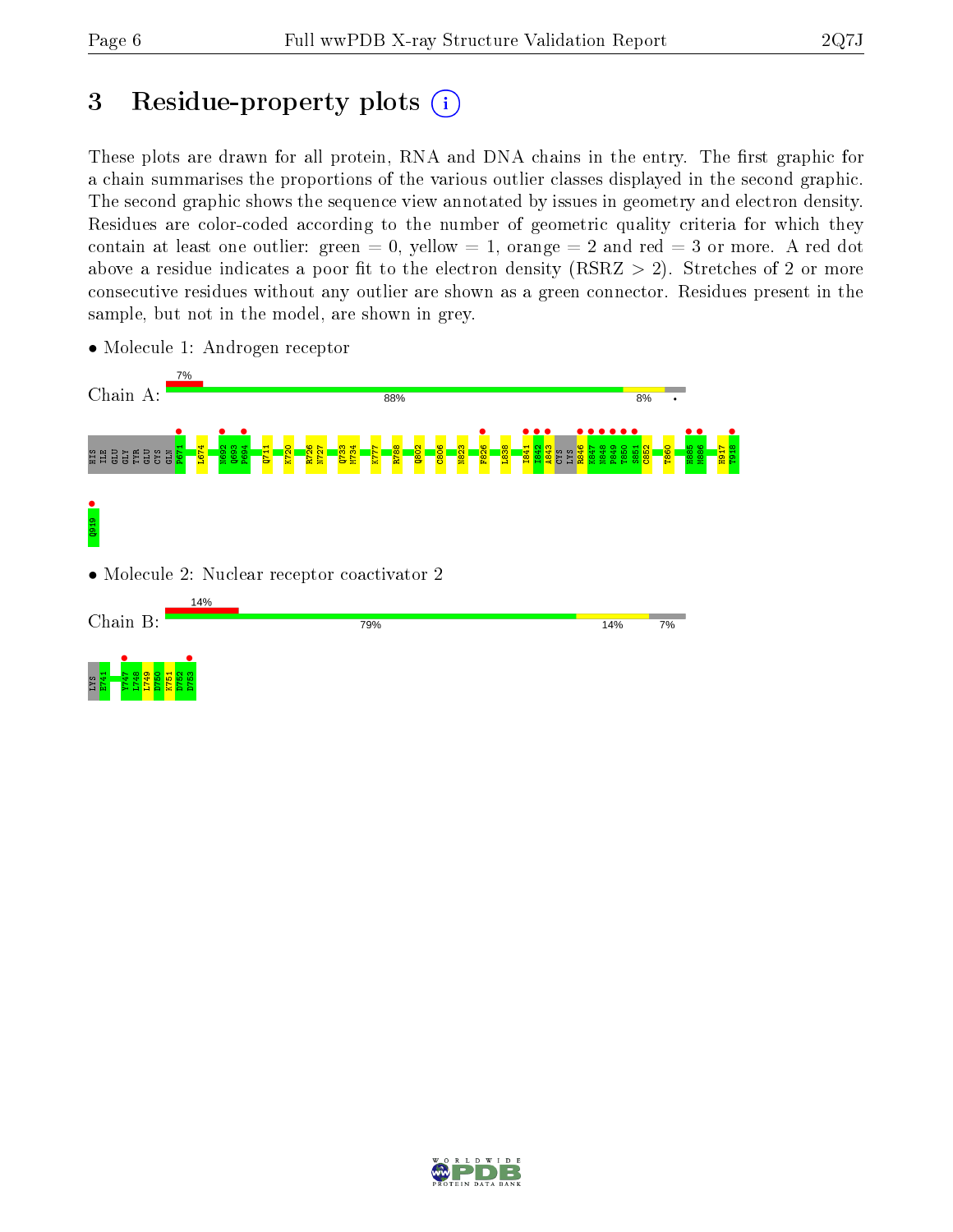# 3 Residue-property plots

These plots are drawn for all protein, RNA and DNA chains in the entry. The first graphic for a chain summarises the proportions of the various outlier classes displayed in the second graphic. The second graphic shows the sequence view annotated by issues in geometry and electron density. Residues are color-coded according to the number of geometric quality criteria for which they contain at least one outlier: green = 0, yellow = 1, orange = 2 and red = 3 or more. A red dot above a residue indicates a poor fit to the electron density (RSRZ > 2). Stretches of 2 or more consecutive residues without any outlier are shown as a green connector. Residues present in the sample, but not in the model, are shown in grey.

- Molecule 1: Androgen receptor

Chain A: 7% | 88% | 8% | •

HIS ILE GLU GLY TYR GLU CYS GLN P671 L674 N692 Q693 P694 Q711 K720 R726 N727 Q733 M734 K777 R788 Q802 C806 N823 F826 L838 I841 I842 A843 CYS LYS R846 K847 N848 P849 T850 S851 C852 T860 H885 M886 H917 T918 Q919

- Molecule 2: Nuclear receptor coactivator 2

Chain B: 14% | 79% | 14% | 7%

LYS E741 Y747 L748 L749 D750 K751 D752 D753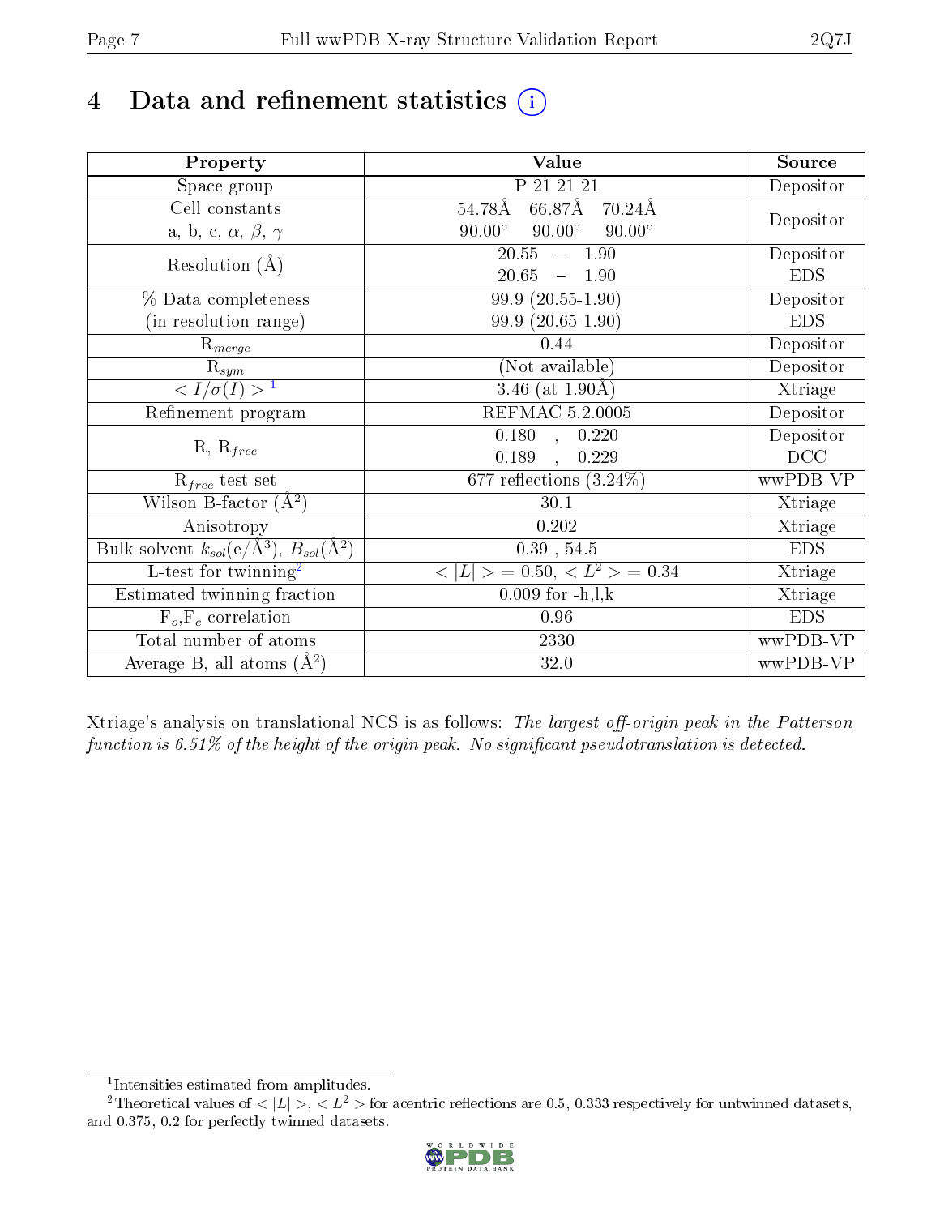# 4 Data and refinement statistics (i)

| Property | Value | Source |
|---|---|---|
| Space group | P 21 21 21 | Depositor |
| Cell constants<br>a, b, c, $\alpha$, $\beta$, $\gamma$ | 54.78Å 66.87Å 70.24Å<br>90.00° 90.00° 90.00° | Depositor |
| Resolution (Å) | 20.55 – 1.90<br>20.65 – 1.90 | Depositor<br>EDS |
| % Data completeness<br>(in resolution range) | 99.9 (20.55-1.90)<br>99.9 (20.65-1.90) | Depositor<br>EDS |
| $R_{merge}$ | 0.44 | Depositor |
| $R_{sym}$ | (Not available) | Depositor |
| $< I/\sigma(I) >$ [1] | 3.46 (at 1.90Å) | Xtriage |
| Refinement program | REFMAC 5.2.0005 | Depositor |
| R, $R_{free}$ | 0.180 , 0.220<br>0.189 , 0.229 | Depositor<br>DCC |
| $R_{free}$ test set | 677 reflections (3.24%) | wwPDB-VP |
| Wilson B-factor (Å$^2$) | 30.1 | Xtriage |
| Anisotropy | 0.202 | Xtriage |
| Bulk solvent $k_{sol}$(e/Å$^3$), $B_{sol}$(Å$^2$) | 0.39 , 54.5 | EDS |
| L-test for twinning[2] | $< \|L\| >$ = 0.50, $< L^2 >$ = 0.34 | Xtriage |
| Estimated twinning fraction | 0.009 for -h,l,k | Xtriage |
| $F_o$,$F_c$ correlation | 0.96 | EDS |
| Total number of atoms | 2330 | wwPDB-VP |
| Average B, all atoms (Å$^2$) | 32.0 | wwPDB-VP |

Xtriage's analysis on translational NCS is as follows: *The largest off-origin peak in the Patterson function is 6.51% of the height of the origin peak. No significant pseudotranslation is detected.*

[1] Intensities estimated from amplitudes.

[2] Theoretical values of $< |L| >$, $< L^2 >$ for acentric reflections are 0.5, 0.333 respectively for untwinned datasets, and 0.375, 0.2 for perfectly twinned datasets.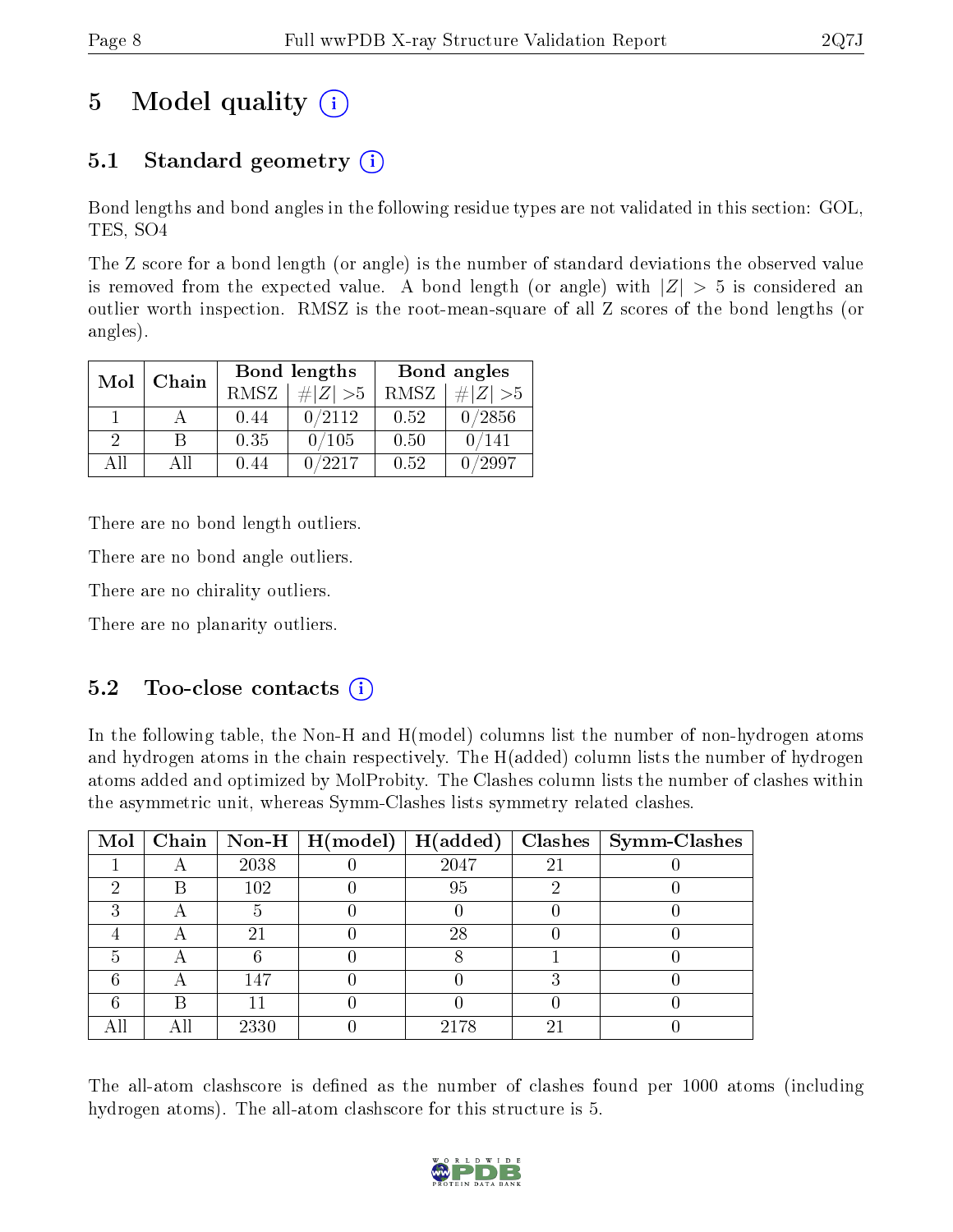# 5 Model quality (i)

## 5.1 Standard geometry (i)

Bond lengths and bond angles in the following residue types are not validated in this section: GOL, TES, SO4

The Z score for a bond length (or angle) is the number of standard deviations the observed value is removed from the expected value. A bond length (or angle) with $|Z| > 5$ is considered an outlier worth inspection. RMSZ is the root-mean-square of all Z scores of the bond lengths (or angles).

| Mol | Chain | Bond lengths | | Bond angles | |
|---|---|---|---|---|---|
| | | RMSZ | #$\|Z\|$ >5 | RMSZ | #$\|Z\|$ >5 |
| 1 | A | 0.44 | 0/2112 | 0.52 | 0/2856 |
| 2 | B | 0.35 | 0/105 | 0.50 | 0/141 |
| All | All | 0.44 | 0/2217 | 0.52 | 0/2997 |

There are no bond length outliers.

There are no bond angle outliers.

There are no chirality outliers.

There are no planarity outliers.

## 5.2 Too-close contacts (i)

In the following table, the Non-H and H(model) columns list the number of non-hydrogen atoms and hydrogen atoms in the chain respectively. The H(added) column lists the number of hydrogen atoms added and optimized by MolProbity. The Clashes column lists the number of clashes within the asymmetric unit, whereas Symm-Clashes lists symmetry related clashes.

| Mol | Chain | Non-H | H(model) | H(added) | Clashes | Symm-Clashes |
|---|---|---|---|---|---|---|
| 1 | A | 2038 | 0 | 2047 | 21 | 0 |
| 2 | B | 102 | 0 | 95 | 2 | 0 |
| 3 | A | 5 | 0 | 0 | 0 | 0 |
| 4 | A | 21 | 0 | 28 | 0 | 0 |
| 5 | A | 6 | 0 | 8 | 1 | 0 |
| 6 | A | 147 | 0 | 0 | 3 | 0 |
| 6 | B | 11 | 0 | 0 | 0 | 0 |
| All | All | 2330 | 0 | 2178 | 21 | 0 |

The all-atom clashscore is defined as the number of clashes found per 1000 atoms (including hydrogen atoms). The all-atom clashscore for this structure is 5.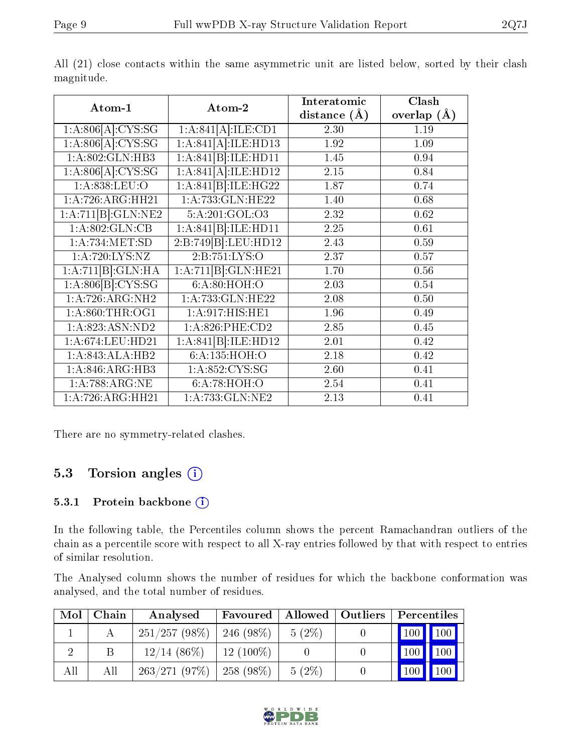All (21) close contacts within the same asymmetric unit are listed below, sorted by their clash magnitude.

| Atom-1 | Atom-2 | Interatomic distance (Å) | Clash overlap (Å) |
|---|---|---|---|
| 1:A:806[A]:CYS:SG | 1:A:841[A]:ILE:CD1 | 2.30 | 1.19 |
| 1:A:806[A]:CYS:SG | 1:A:841[A]:ILE:HD13 | 1.92 | 1.09 |
| 1:A:802:GLN:HB3 | 1:A:841[B]:ILE:HD11 | 1.45 | 0.94 |
| 1:A:806[A]:CYS:SG | 1:A:841[A]:ILE:HD12 | 2.15 | 0.84 |
| 1:A:838:LEU:O | 1:A:841[B]:ILE:HG22 | 1.87 | 0.74 |
| 1:A:726:ARG:HH21 | 1:A:733:GLN:HE22 | 1.40 | 0.68 |
| 1:A:711[B]:GLN:NE2 | 5:A:201:GOL:O3 | 2.32 | 0.62 |
| 1:A:802:GLN:CB | 1:A:841[B]:ILE:HD11 | 2.25 | 0.61 |
| 1:A:734:MET:SD | 2:B:749[B]:LEU:HD12 | 2.43 | 0.59 |
| 1:A:720:LYS:NZ | 2:B:751:LYS:O | 2.37 | 0.57 |
| 1:A:711[B]:GLN:HA | 1:A:711[B]:GLN:HE21 | 1.70 | 0.56 |
| 1:A:806[B]:CYS:SG | 6:A:80:HOH:O | 2.03 | 0.54 |
| 1:A:726:ARG:NH2 | 1:A:733:GLN:HE22 | 2.08 | 0.50 |
| 1:A:860:THR:OG1 | 1:A:917:HIS:HE1 | 1.96 | 0.49 |
| 1:A:823:ASN:ND2 | 1:A:826:PHE:CD2 | 2.85 | 0.45 |
| 1:A:674:LEU:HD21 | 1:A:841[B]:ILE:HD12 | 2.01 | 0.42 |
| 1:A:843:ALA:HB2 | 6:A:135:HOH:O | 2.18 | 0.42 |
| 1:A:846:ARG:HB3 | 1:A:852:CYS:SG | 2.60 | 0.41 |
| 1:A:788:ARG:NE | 6:A:78:HOH:O | 2.54 | 0.41 |
| 1:A:726:ARG:HH21 | 1:A:733:GLN:NE2 | 2.13 | 0.41 |

There are no symmetry-related clashes.

## 5.3 Torsion angles

### 5.3.1 Protein backbone

In the following table, the Percentiles column shows the percent Ramachandran outliers of the chain as a percentile score with respect to all X-ray entries followed by that with respect to entries of similar resolution.

The Analysed column shows the number of residues for which the backbone conformation was analysed, and the total number of residues.

| Mol | Chain | Analysed | Favoured | Allowed | Outliers | Percentiles | |
|---|---|---|---|---|---|---|---|
| 1 | A | 251/257 (98%) | 246 (98%) | 5 (2%) | 0 | 100 | 100 |
| 2 | B | 12/14 (86%) | 12 (100%) | 0 | 0 | 100 | 100 |
| All | All | 263/271 (97%) | 258 (98%) | 5 (2%) | 0 | 100 | 100 |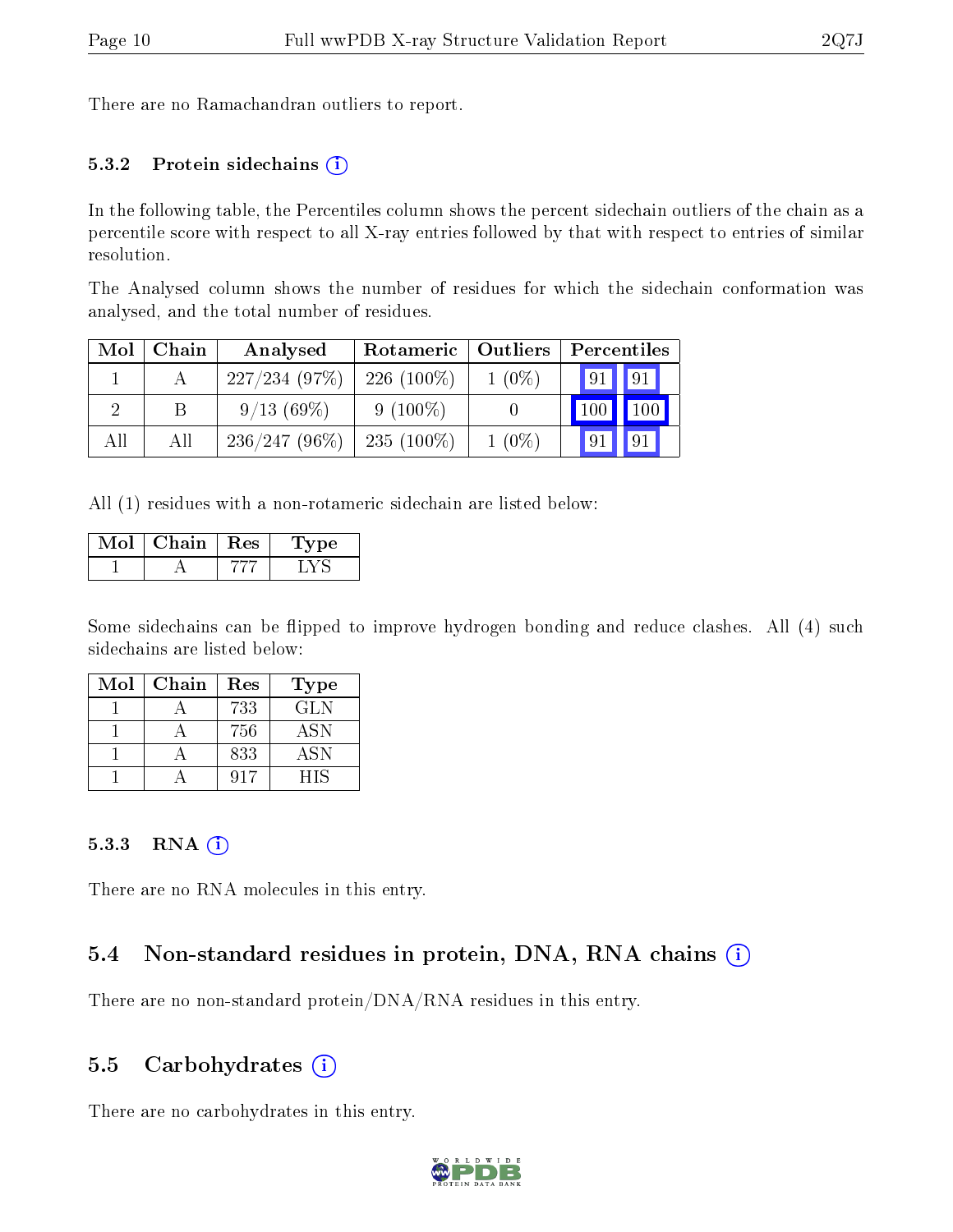There are no Ramachandran outliers to report.

### 5.3.2 Protein sidechains

In the following table, the Percentiles column shows the percent sidechain outliers of the chain as a percentile score with respect to all X-ray entries followed by that with respect to entries of similar resolution.

The Analysed column shows the number of residues for which the sidechain conformation was analysed, and the total number of residues.

| Mol | Chain | Analysed | Rotameric | Outliers | Percentiles | |
|---|---|---|---|---|---|---|
| 1 | A | 227/234 (97%) | 226 (100%) | 1 (0%) | 91 | 91 |
| 2 | B | 9/13 (69%) | 9 (100%) | 0 | 100 | 100 |
| All | All | 236/247 (96%) | 235 (100%) | 1 (0%) | 91 | 91 |

All (1) residues with a non-rotameric sidechain are listed below:

| Mol | Chain | Res | Type |
|---|---|---|---|
| 1 | A | 777 | LYS |

Some sidechains can be flipped to improve hydrogen bonding and reduce clashes. All (4) such sidechains are listed below:

| Mol | Chain | Res | Type |
|---|---|---|---|
| 1 | A | 733 | GLN |
| 1 | A | 756 | ASN |
| 1 | A | 833 | ASN |
| 1 | A | 917 | HIS |

### 5.3.3 RNA

There are no RNA molecules in this entry.

## 5.4 Non-standard residues in protein, DNA, RNA chains

There are no non-standard protein/DNA/RNA residues in this entry.

## 5.5 Carbohydrates

There are no carbohydrates in this entry.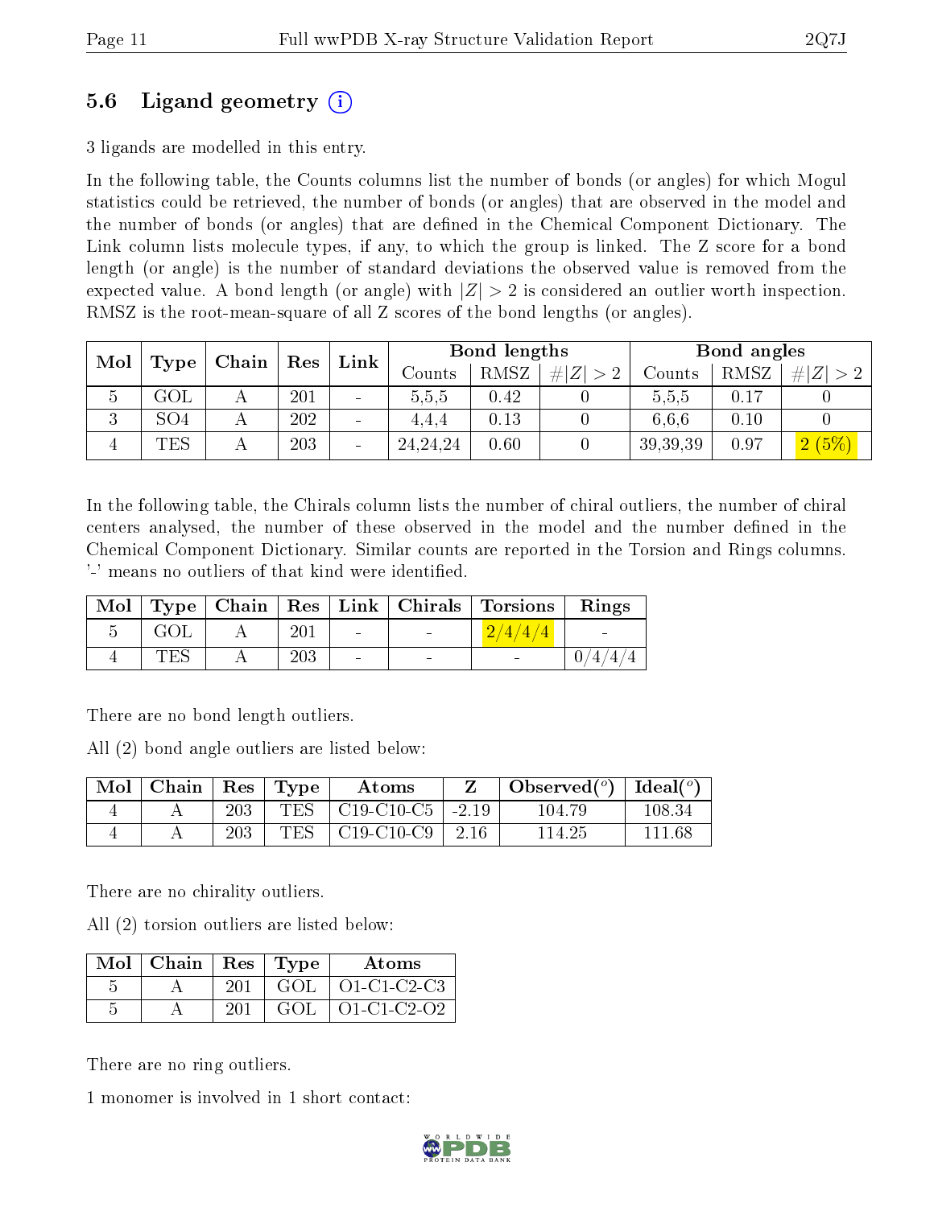## 5.6 Ligand geometry (i)

3 ligands are modelled in this entry.

In the following table, the Counts columns list the number of bonds (or angles) for which Mogul statistics could be retrieved, the number of bonds (or angles) that are observed in the model and the number of bonds (or angles) that are defined in the Chemical Component Dictionary. The Link column lists molecule types, if any, to which the group is linked. The Z score for a bond length (or angle) is the number of standard deviations the observed value is removed from the expected value. A bond length (or angle) with $|Z| > 2$ is considered an outlier worth inspection. RMSZ is the root-mean-square of all Z scores of the bond lengths (or angles).

| Mol | Type | Chain | Res | Link | Bond lengths | | | Bond angles | | |
|---|---|---|---|---|---|---|---|---|---|---|
| | | | | | Counts | RMSZ | $\#\|Z\|>2$ | Counts | RMSZ | $\#\|Z\|>2$ |
| 5 | GOL | A | 201 | - | 5,5,5 | 0.42 | 0 | 5,5,5 | 0.17 | 0 |
| 3 | SO4 | A | 202 | - | 4,4,4 | 0.13 | 0 | 6,6,6 | 0.10 | 0 |
| 4 | TES | A | 203 | - | 24,24,24 | 0.60 | 0 | 39,39,39 | 0.97 | 2 (5%) |

In the following table, the Chirals column lists the number of chiral outliers, the number of chiral centers analysed, the number of these observed in the model and the number defined in the Chemical Component Dictionary. Similar counts are reported in the Torsion and Rings columns. '-' means no outliers of that kind were identified.

| Mol | Type | Chain | Res | Link | Chirals | Torsions | Rings |
|---|---|---|---|---|---|---|---|
| 5 | GOL | A | 201 | - | - | 2/4/4/4 | - |
| 4 | TES | A | 203 | - | - | - | 0/4/4/4 |

There are no bond length outliers.

All (2) bond angle outliers are listed below:

| Mol | Chain | Res | Type | Atoms | Z | Observed(°) | Ideal(°) |
|---|---|---|---|---|---|---|---|
| 4 | A | 203 | TES | C19-C10-C5 | -2.19 | 104.79 | 108.34 |
| 4 | A | 203 | TES | C19-C10-C9 | 2.16 | 114.25 | 111.68 |

There are no chirality outliers.

All (2) torsion outliers are listed below:

| Mol | Chain | Res | Type | Atoms |
|---|---|---|---|---|
| 5 | A | 201 | GOL | O1-C1-C2-C3 |
| 5 | A | 201 | GOL | O1-C1-C2-O2 |

There are no ring outliers.

1 monomer is involved in 1 short contact: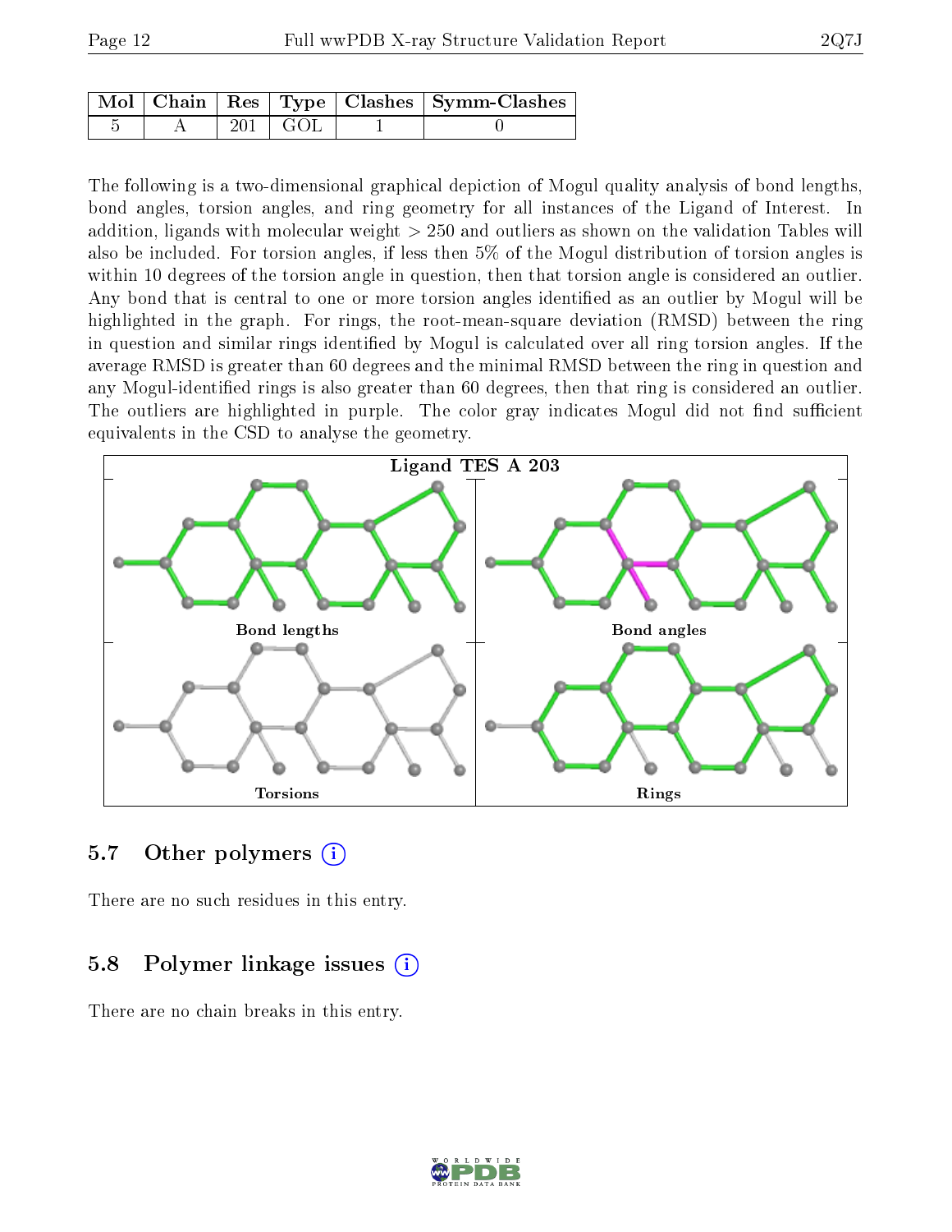| Mol | Chain | Res | Type | Clashes | Symm-Clashes |
|---|---|---|---|---|---|
| 5 | A | 201 | GOL | 1 | 0 |

The following is a two-dimensional graphical depiction of Mogul quality analysis of bond lengths, bond angles, torsion angles, and ring geometry for all instances of the Ligand of Interest. In addition, ligands with molecular weight > 250 and outliers as shown on the validation Tables will also be included. For torsion angles, if less then 5% of the Mogul distribution of torsion angles is within 10 degrees of the torsion angle in question, then that torsion angle is considered an outlier. Any bond that is central to one or more torsion angles identified as an outlier by Mogul will be highlighted in the graph. For rings, the root-mean-square deviation (RMSD) between the ring in question and similar rings identified by Mogul is calculated over all ring torsion angles. If the average RMSD is greater than 60 degrees and the minimal RMSD between the ring in question and any Mogul-identified rings is also greater than 60 degrees, then that ring is considered an outlier. The outliers are highlighted in purple. The color gray indicates Mogul did not find sufficient equivalents in the CSD to analyse the geometry.

Ligand TES A 203

Bond lengths | Bond angles | Torsions | Rings

## 5.7 Other polymers

There are no such residues in this entry.

## 5.8 Polymer linkage issues

There are no chain breaks in this entry.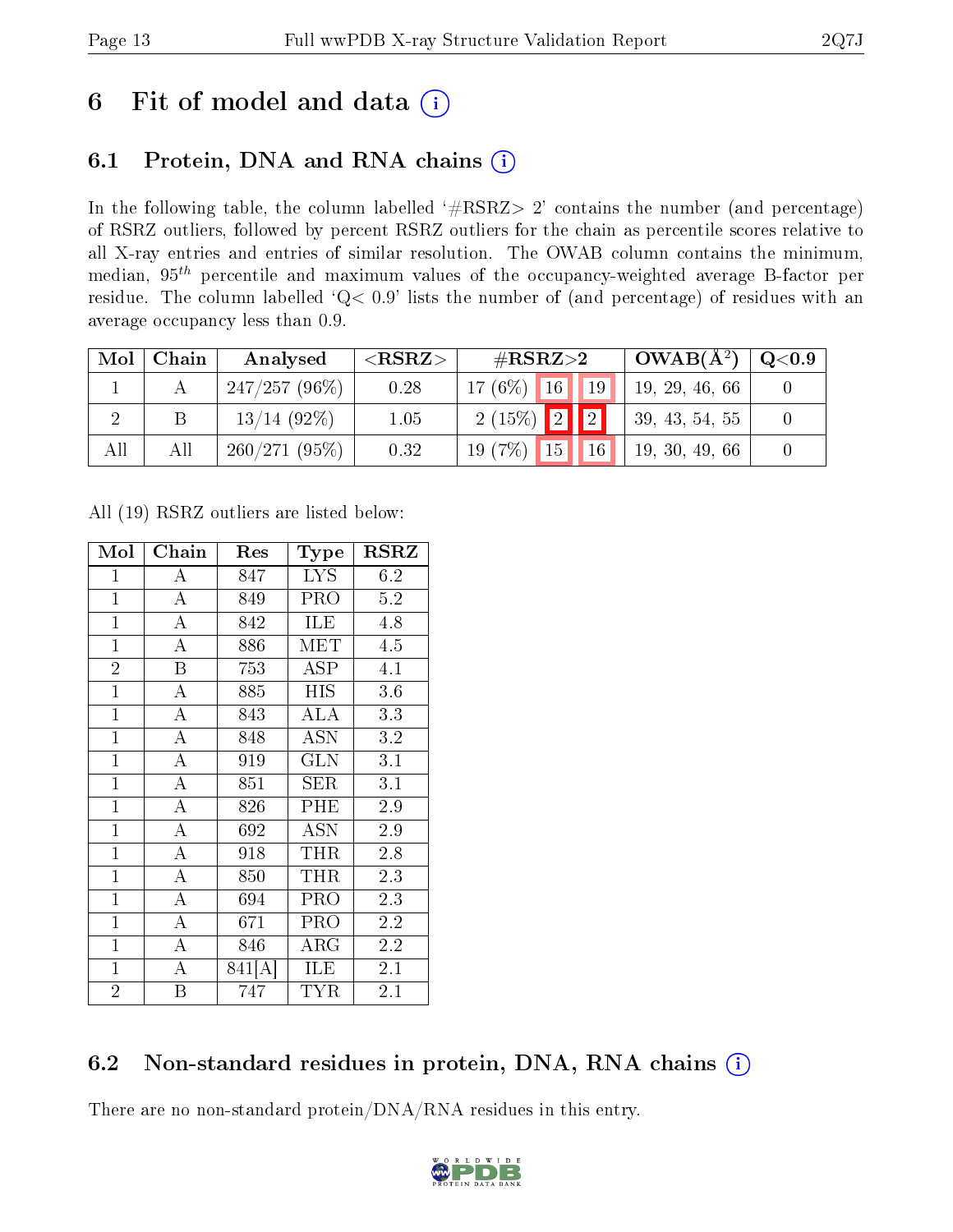# 6 Fit of model and data ⓘ

## 6.1 Protein, DNA and RNA chains ⓘ

In the following table, the column labelled '#RSRZ> 2' contains the number (and percentage) of RSRZ outliers, followed by percent RSRZ outliers for the chain as percentile scores relative to all X-ray entries and entries of similar resolution. The OWAB column contains the minimum, median, $95^{th}$ percentile and maximum values of the occupancy-weighted average B-factor per residue. The column labelled 'Q< 0.9' lists the number of (and percentage) of residues with an average occupancy less than 0.9.

| Mol | Chain | Analysed | <RSRZ> | #RSRZ>2 | | | OWAB(Å$^2$) | Q<0.9 |
|---|---|---|---|---|---|---|---|---|
| 1 | A | 247/257 (96%) | 0.28 | 17 (6%) | 16 | 19 | 19, 29, 46, 66 | 0 |
| 2 | B | 13/14 (92%) | 1.05 | 2 (15%) | 2 | 2 | 39, 43, 54, 55 | 0 |
| All | All | 260/271 (95%) | 0.32 | 19 (7%) | 15 | 16 | 19, 30, 49, 66 | 0 |

All (19) RSRZ outliers are listed below:

| Mol | Chain | Res | Type | RSRZ |
|---|---|---|---|---|
| 1 | A | 847 | LYS | 6.2 |
| 1 | A | 849 | PRO | 5.2 |
| 1 | A | 842 | ILE | 4.8 |
| 1 | A | 886 | MET | 4.5 |
| 2 | B | 753 | ASP | 4.1 |
| 1 | A | 885 | HIS | 3.6 |
| 1 | A | 843 | ALA | 3.3 |
| 1 | A | 848 | ASN | 3.2 |
| 1 | A | 919 | GLN | 3.1 |
| 1 | A | 851 | SER | 3.1 |
| 1 | A | 826 | PHE | 2.9 |
| 1 | A | 692 | ASN | 2.9 |
| 1 | A | 918 | THR | 2.8 |
| 1 | A | 850 | THR | 2.3 |
| 1 | A | 694 | PRO | 2.3 |
| 1 | A | 671 | PRO | 2.2 |
| 1 | A | 846 | ARG | 2.2 |
| 1 | A | 841[A] | ILE | 2.1 |
| 2 | B | 747 | TYR | 2.1 |

## 6.2 Non-standard residues in protein, DNA, RNA chains ⓘ

There are no non-standard protein/DNA/RNA residues in this entry.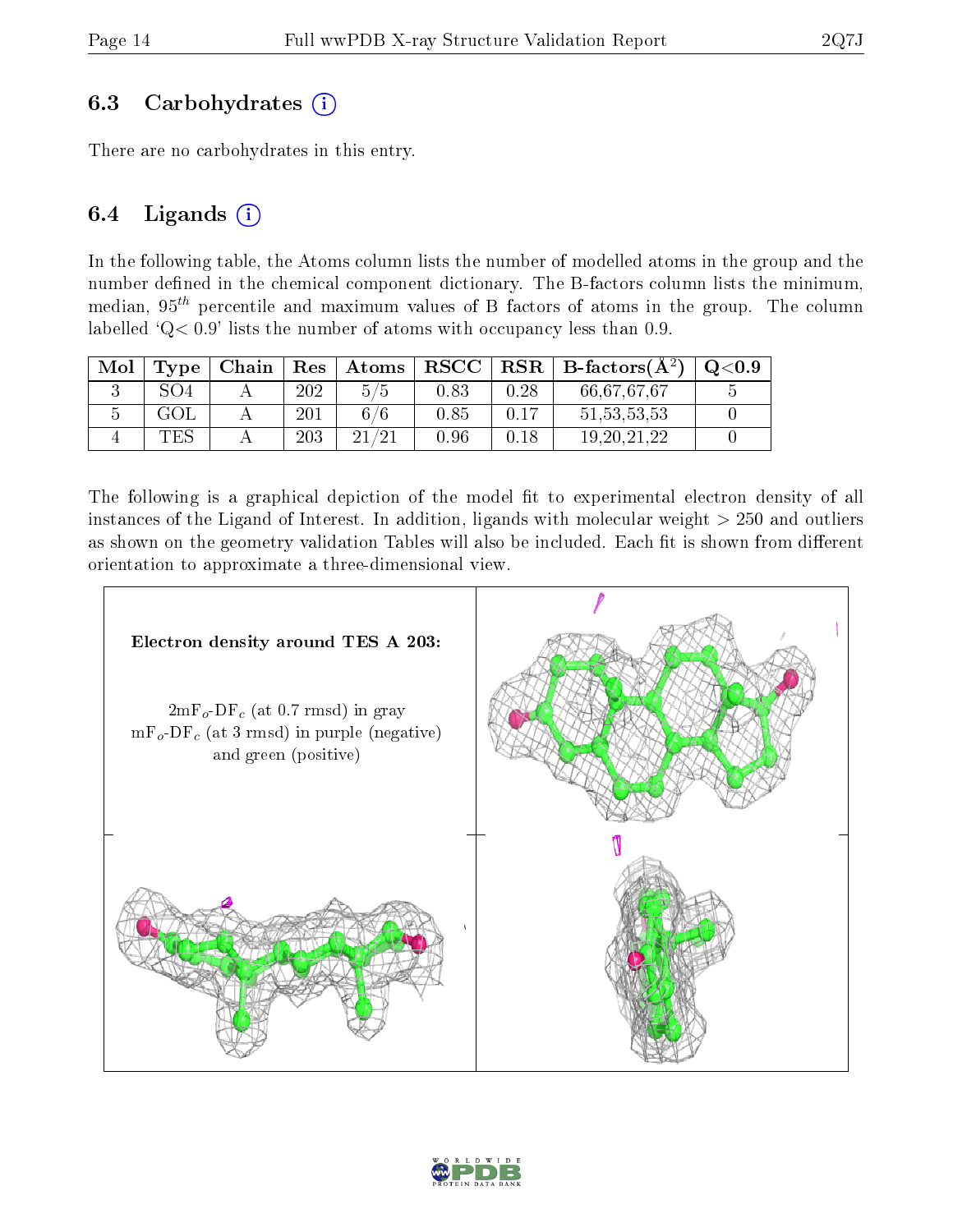## 6.3 Carbohydrates

There are no carbohydrates in this entry.

## 6.4 Ligands

In the following table, the Atoms column lists the number of modelled atoms in the group and the number defined in the chemical component dictionary. The B-factors column lists the minimum, median, $95^{th}$ percentile and maximum values of B factors of atoms in the group. The column labelled 'Q< 0.9' lists the number of atoms with occupancy less than 0.9.

| Mol | Type | Chain | Res | Atoms | RSCC | RSR | B-factors($Å^2$) | Q<0.9 |
|---|---|---|---|---|---|---|---|---|
| 3 | SO4 | A | 202 | 5/5 | 0.83 | 0.28 | 66,67,67,67 | 5 |
| 5 | GOL | A | 201 | 6/6 | 0.85 | 0.17 | 51,53,53,53 | 0 |
| 4 | TES | A | 203 | 21/21 | 0.96 | 0.18 | 19,20,21,22 | 0 |

The following is a graphical depiction of the model fit to experimental electron density of all instances of the Ligand of Interest. In addition, ligands with molecular weight > 250 and outliers as shown on the geometry validation Tables will also be included. Each fit is shown from different orientation to approximate a three-dimensional view.

**Electron density around TES A 203:**

$2mF_o$-$DF_c$ (at 0.7 rmsd) in gray
$mF_o$-$DF_c$ (at 3 rmsd) in purple (negative) and green (positive)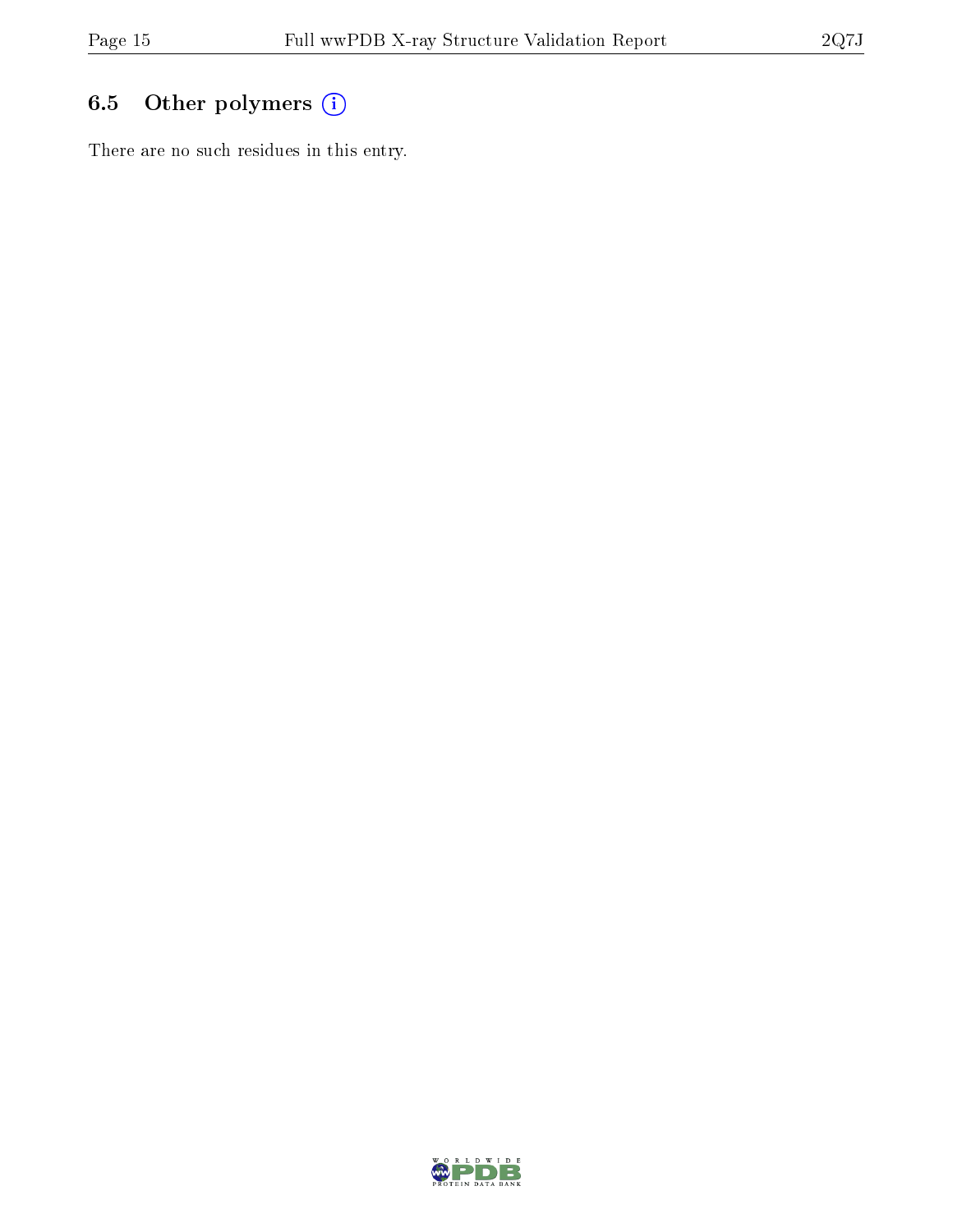### 6.5 Other polymers (i)

There are no such residues in this entry.